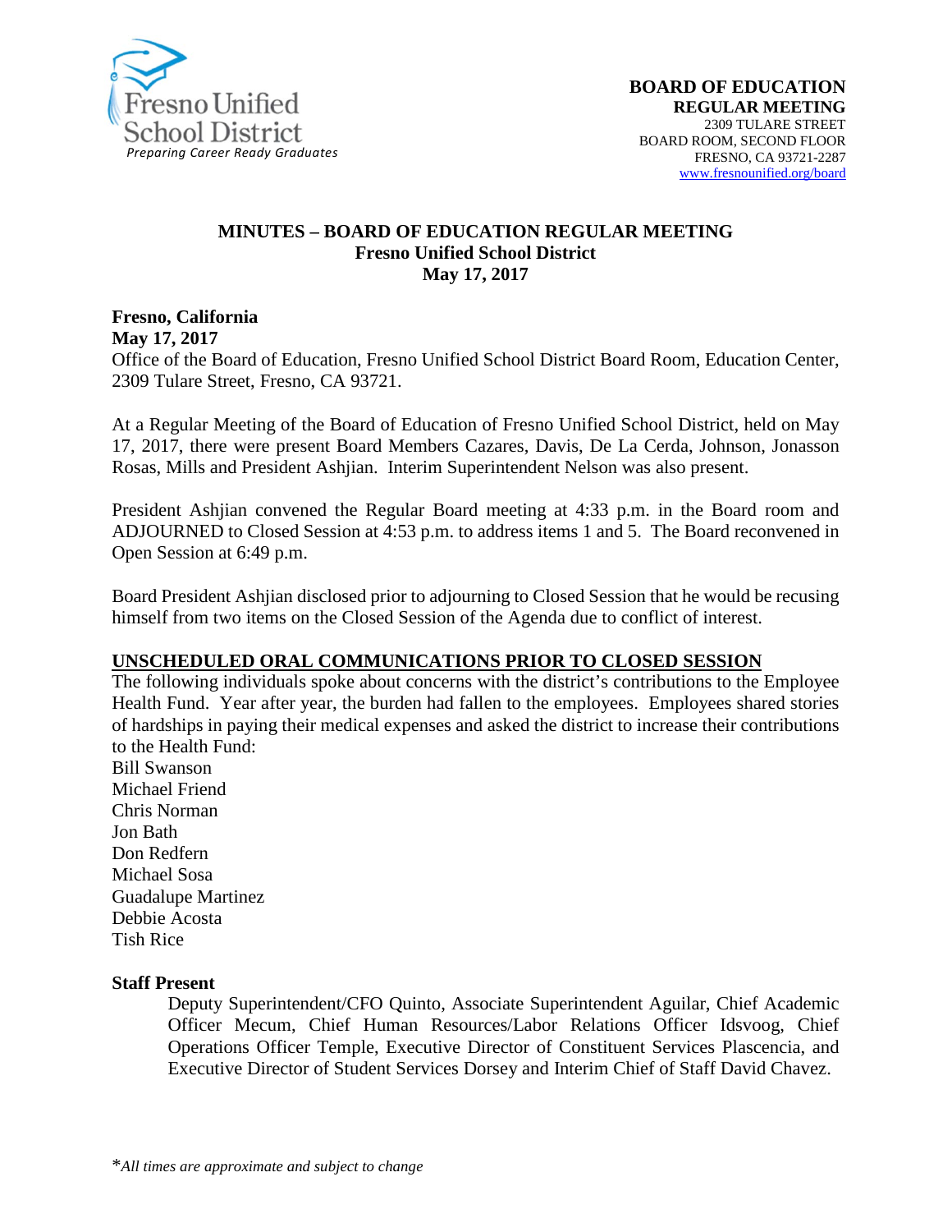**Fresno Unified School District**
*Preparing Career Ready Graduates*

**BOARD OF EDUCATION**
**REGULAR MEETING**
2309 TULARE STREET
BOARD ROOM, SECOND FLOOR
FRESNO, CA 93721-2287
www.fresnounified.org/board

# MINUTES – BOARD OF EDUCATION REGULAR MEETING
## Fresno Unified School District
## May 17, 2017

**Fresno, California**
**May 17, 2017**
Office of the Board of Education, Fresno Unified School District Board Room, Education Center, 2309 Tulare Street, Fresno, CA 93721.

At a Regular Meeting of the Board of Education of Fresno Unified School District, held on May 17, 2017, there were present Board Members Cazares, Davis, De La Cerda, Johnson, Jonasson Rosas, Mills and President Ashjian. Interim Superintendent Nelson was also present.

President Ashjian convened the Regular Board meeting at 4:33 p.m. in the Board room and ADJOURNED to Closed Session at 4:53 p.m. to address items 1 and 5. The Board reconvened in Open Session at 6:49 p.m.

Board President Ashjian disclosed prior to adjourning to Closed Session that he would be recusing himself from two items on the Closed Session of the Agenda due to conflict of interest.

**UNSCHEDULED ORAL COMMUNICATIONS PRIOR TO CLOSED SESSION**
The following individuals spoke about concerns with the district's contributions to the Employee Health Fund. Year after year, the burden had fallen to the employees. Employees shared stories of hardships in paying their medical expenses and asked the district to increase their contributions to the Health Fund:
Bill Swanson
Michael Friend
Chris Norman
Jon Bath
Don Redfern
Michael Sosa
Guadalupe Martinez
Debbie Acosta
Tish Rice

**Staff Present**
Deputy Superintendent/CFO Quinto, Associate Superintendent Aguilar, Chief Academic Officer Mecum, Chief Human Resources/Labor Relations Officer Idsvoog, Chief Operations Officer Temple, Executive Director of Constituent Services Plascencia, and Executive Director of Student Services Dorsey and Interim Chief of Staff David Chavez.

\**All times are approximate and subject to change*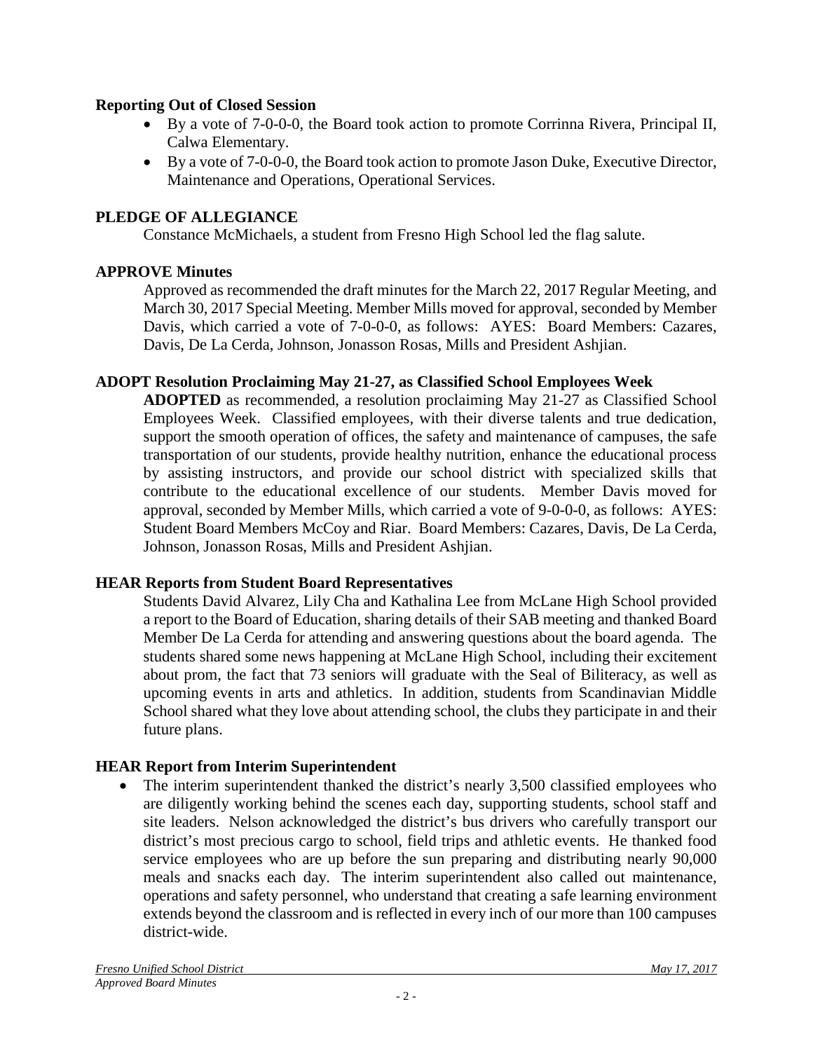**Reporting Out of Closed Session**

- By a vote of 7-0-0-0, the Board took action to promote Corrinna Rivera, Principal II, Calwa Elementary.
- By a vote of 7-0-0-0, the Board took action to promote Jason Duke, Executive Director, Maintenance and Operations, Operational Services.

**PLEDGE OF ALLEGIANCE**

Constance McMichaels, a student from Fresno High School led the flag salute.

**APPROVE Minutes**

Approved as recommended the draft minutes for the March 22, 2017 Regular Meeting, and March 30, 2017 Special Meeting. Member Mills moved for approval, seconded by Member Davis, which carried a vote of 7-0-0-0, as follows: AYES: Board Members: Cazares, Davis, De La Cerda, Johnson, Jonasson Rosas, Mills and President Ashjian.

**ADOPT Resolution Proclaiming May 21-27, as Classified School Employees Week**

**ADOPTED** as recommended, a resolution proclaiming May 21-27 as Classified School Employees Week. Classified employees, with their diverse talents and true dedication, support the smooth operation of offices, the safety and maintenance of campuses, the safe transportation of our students, provide healthy nutrition, enhance the educational process by assisting instructors, and provide our school district with specialized skills that contribute to the educational excellence of our students. Member Davis moved for approval, seconded by Member Mills, which carried a vote of 9-0-0-0, as follows: AYES: Student Board Members McCoy and Riar. Board Members: Cazares, Davis, De La Cerda, Johnson, Jonasson Rosas, Mills and President Ashjian.

**HEAR Reports from Student Board Representatives**

Students David Alvarez, Lily Cha and Kathalina Lee from McLane High School provided a report to the Board of Education, sharing details of their SAB meeting and thanked Board Member De La Cerda for attending and answering questions about the board agenda. The students shared some news happening at McLane High School, including their excitement about prom, the fact that 73 seniors will graduate with the Seal of Biliteracy, as well as upcoming events in arts and athletics. In addition, students from Scandinavian Middle School shared what they love about attending school, the clubs they participate in and their future plans.

**HEAR Report from Interim Superintendent**

- The interim superintendent thanked the district's nearly 3,500 classified employees who are diligently working behind the scenes each day, supporting students, school staff and site leaders. Nelson acknowledged the district's bus drivers who carefully transport our district's most precious cargo to school, field trips and athletic events. He thanked food service employees who are up before the sun preparing and distributing nearly 90,000 meals and snacks each day. The interim superintendent also called out maintenance, operations and safety personnel, who understand that creating a safe learning environment extends beyond the classroom and is reflected in every inch of our more than 100 campuses district-wide.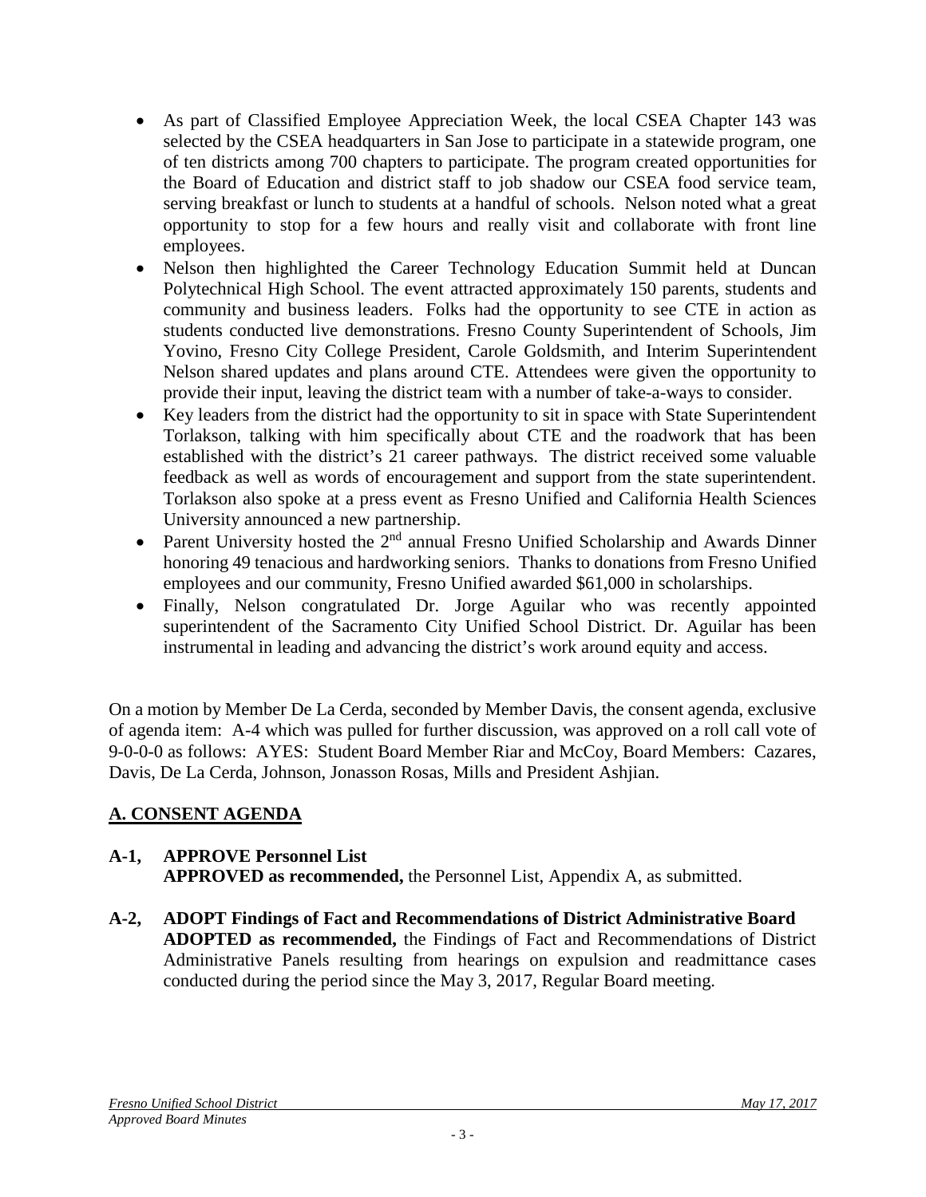- As part of Classified Employee Appreciation Week, the local CSEA Chapter 143 was selected by the CSEA headquarters in San Jose to participate in a statewide program, one of ten districts among 700 chapters to participate. The program created opportunities for the Board of Education and district staff to job shadow our CSEA food service team, serving breakfast or lunch to students at a handful of schools. Nelson noted what a great opportunity to stop for a few hours and really visit and collaborate with front line employees.
- Nelson then highlighted the Career Technology Education Summit held at Duncan Polytechnical High School. The event attracted approximately 150 parents, students and community and business leaders. Folks had the opportunity to see CTE in action as students conducted live demonstrations. Fresno County Superintendent of Schools, Jim Yovino, Fresno City College President, Carole Goldsmith, and Interim Superintendent Nelson shared updates and plans around CTE. Attendees were given the opportunity to provide their input, leaving the district team with a number of take-a-ways to consider.
- Key leaders from the district had the opportunity to sit in space with State Superintendent Torlakson, talking with him specifically about CTE and the roadwork that has been established with the district's 21 career pathways. The district received some valuable feedback as well as words of encouragement and support from the state superintendent. Torlakson also spoke at a press event as Fresno Unified and California Health Sciences University announced a new partnership.
- Parent University hosted the 2nd annual Fresno Unified Scholarship and Awards Dinner honoring 49 tenacious and hardworking seniors. Thanks to donations from Fresno Unified employees and our community, Fresno Unified awarded $61,000 in scholarships.
- Finally, Nelson congratulated Dr. Jorge Aguilar who was recently appointed superintendent of the Sacramento City Unified School District. Dr. Aguilar has been instrumental in leading and advancing the district's work around equity and access.

On a motion by Member De La Cerda, seconded by Member Davis, the consent agenda, exclusive of agenda item: A-4 which was pulled for further discussion, was approved on a roll call vote of 9-0-0-0 as follows: AYES: Student Board Member Riar and McCoy, Board Members: Cazares, Davis, De La Cerda, Johnson, Jonasson Rosas, Mills and President Ashjian.

## A. CONSENT AGENDA

**A-1, APPROVE Personnel List**
**APPROVED as recommended,** the Personnel List, Appendix A, as submitted.

**A-2, ADOPT Findings of Fact and Recommendations of District Administrative Board**
**ADOPTED as recommended,** the Findings of Fact and Recommendations of District Administrative Panels resulting from hearings on expulsion and readmittance cases conducted during the period since the May 3, 2017, Regular Board meeting.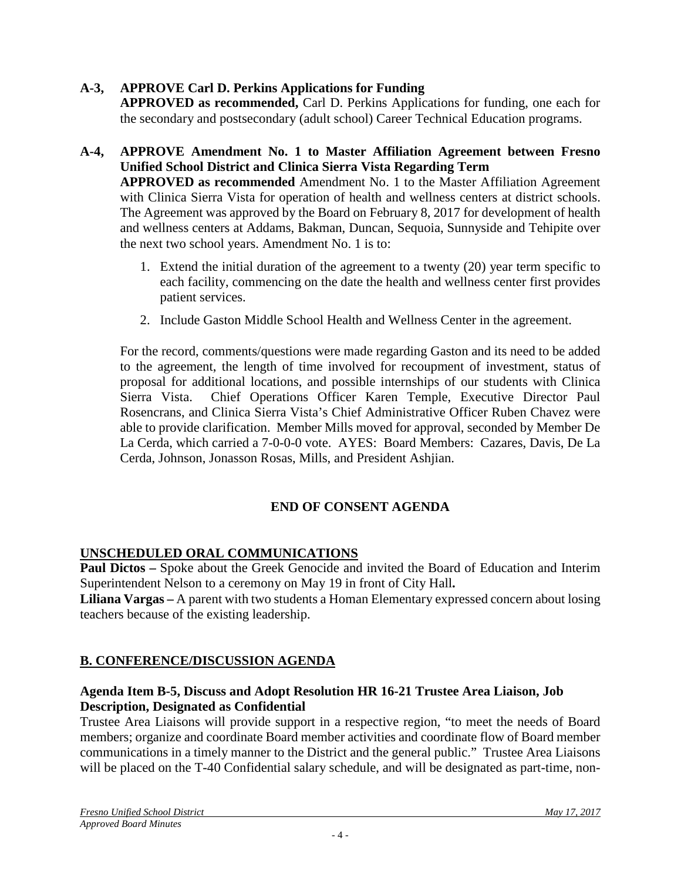**A-3, APPROVE Carl D. Perkins Applications for Funding**

**APPROVED as recommended,** Carl D. Perkins Applications for funding, one each for the secondary and postsecondary (adult school) Career Technical Education programs.

**A-4, APPROVE Amendment No. 1 to Master Affiliation Agreement between Fresno Unified School District and Clinica Sierra Vista Regarding Term**

**APPROVED as recommended** Amendment No. 1 to the Master Affiliation Agreement with Clinica Sierra Vista for operation of health and wellness centers at district schools. The Agreement was approved by the Board on February 8, 2017 for development of health and wellness centers at Addams, Bakman, Duncan, Sequoia, Sunnyside and Tehipite over the next two school years. Amendment No. 1 is to:

1. Extend the initial duration of the agreement to a twenty (20) year term specific to each facility, commencing on the date the health and wellness center first provides patient services.
2. Include Gaston Middle School Health and Wellness Center in the agreement.

For the record, comments/questions were made regarding Gaston and its need to be added to the agreement, the length of time involved for recoupment of investment, status of proposal for additional locations, and possible internships of our students with Clinica Sierra Vista. Chief Operations Officer Karen Temple, Executive Director Paul Rosencrans, and Clinica Sierra Vista's Chief Administrative Officer Ruben Chavez were able to provide clarification. Member Mills moved for approval, seconded by Member De La Cerda, which carried a 7-0-0-0 vote. AYES: Board Members: Cazares, Davis, De La Cerda, Johnson, Jonasson Rosas, Mills, and President Ashjian.

**END OF CONSENT AGENDA**

## UNSCHEDULED ORAL COMMUNICATIONS

**Paul Dictos –** Spoke about the Greek Genocide and invited the Board of Education and Interim Superintendent Nelson to a ceremony on May 19 in front of City Hall**.**

**Liliana Vargas –** A parent with two students a Homan Elementary expressed concern about losing teachers because of the existing leadership.

## B. CONFERENCE/DISCUSSION AGENDA

### Agenda Item B-5, Discuss and Adopt Resolution HR 16-21 Trustee Area Liaison, Job Description, Designated as Confidential

Trustee Area Liaisons will provide support in a respective region, "to meet the needs of Board members; organize and coordinate Board member activities and coordinate flow of Board member communications in a timely manner to the District and the general public." Trustee Area Liaisons will be placed on the T-40 Confidential salary schedule, and will be designated as part-time, non-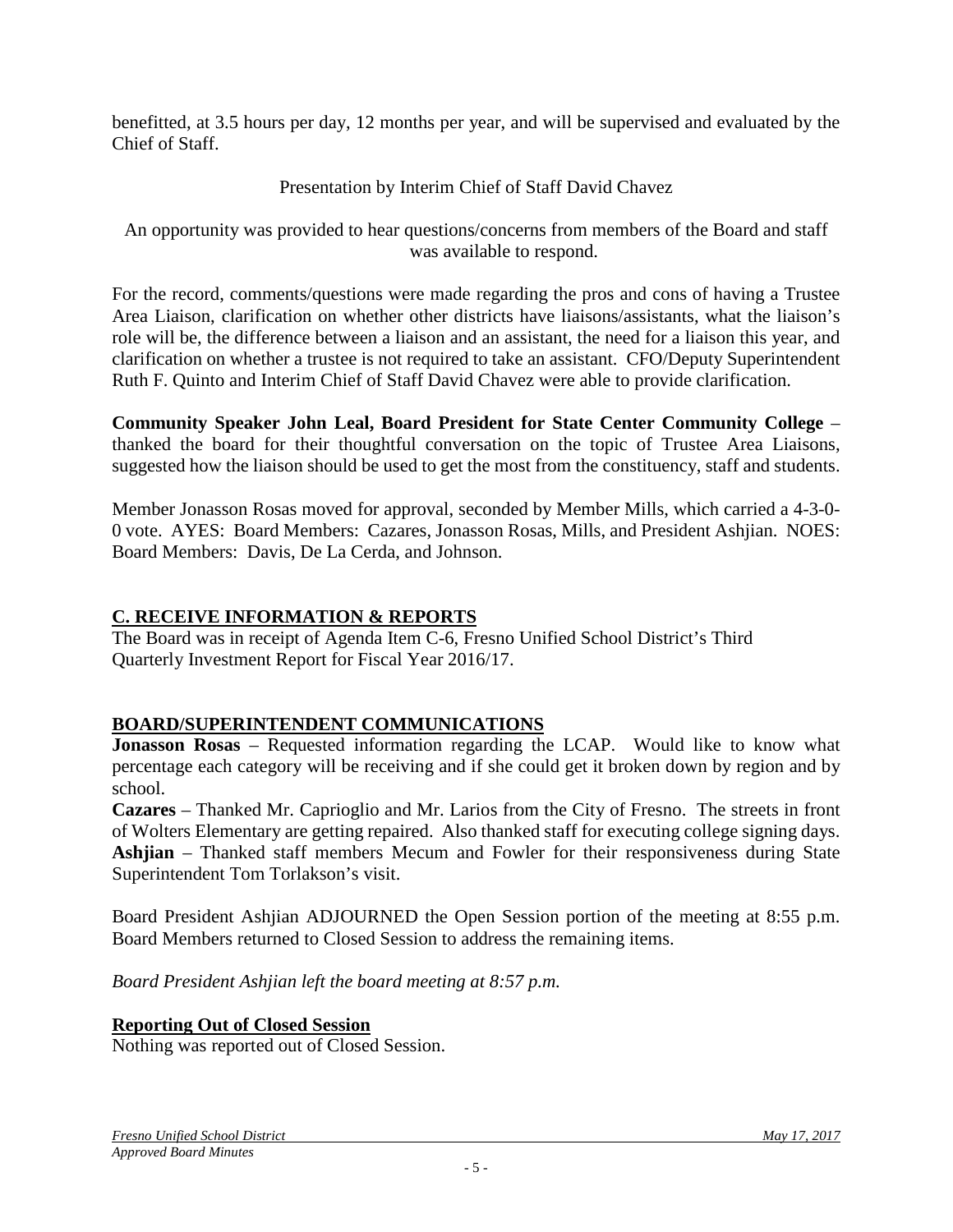benefitted, at 3.5 hours per day, 12 months per year, and will be supervised and evaluated by the Chief of Staff.

Presentation by Interim Chief of Staff David Chavez

An opportunity was provided to hear questions/concerns from members of the Board and staff was available to respond.

For the record, comments/questions were made regarding the pros and cons of having a Trustee Area Liaison, clarification on whether other districts have liaisons/assistants, what the liaison's role will be, the difference between a liaison and an assistant, the need for a liaison this year, and clarification on whether a trustee is not required to take an assistant. CFO/Deputy Superintendent Ruth F. Quinto and Interim Chief of Staff David Chavez were able to provide clarification.

**Community Speaker John Leal, Board President for State Center Community College** – thanked the board for their thoughtful conversation on the topic of Trustee Area Liaisons, suggested how the liaison should be used to get the most from the constituency, staff and students.

Member Jonasson Rosas moved for approval, seconded by Member Mills, which carried a 4-3-0-0 vote. AYES: Board Members: Cazares, Jonasson Rosas, Mills, and President Ashjian. NOES: Board Members: Davis, De La Cerda, and Johnson.

## C. RECEIVE INFORMATION & REPORTS

The Board was in receipt of Agenda Item C-6, Fresno Unified School District's Third Quarterly Investment Report for Fiscal Year 2016/17.

## BOARD/SUPERINTENDENT COMMUNICATIONS

**Jonasson Rosas** – Requested information regarding the LCAP. Would like to know what percentage each category will be receiving and if she could get it broken down by region and by school.

**Cazares** – Thanked Mr. Caprioglio and Mr. Larios from the City of Fresno. The streets in front of Wolters Elementary are getting repaired. Also thanked staff for executing college signing days.

**Ashjian** – Thanked staff members Mecum and Fowler for their responsiveness during State Superintendent Tom Torlakson's visit.

Board President Ashjian ADJOURNED the Open Session portion of the meeting at 8:55 p.m. Board Members returned to Closed Session to address the remaining items.

*Board President Ashjian left the board meeting at 8:57 p.m.*

## Reporting Out of Closed Session

Nothing was reported out of Closed Session.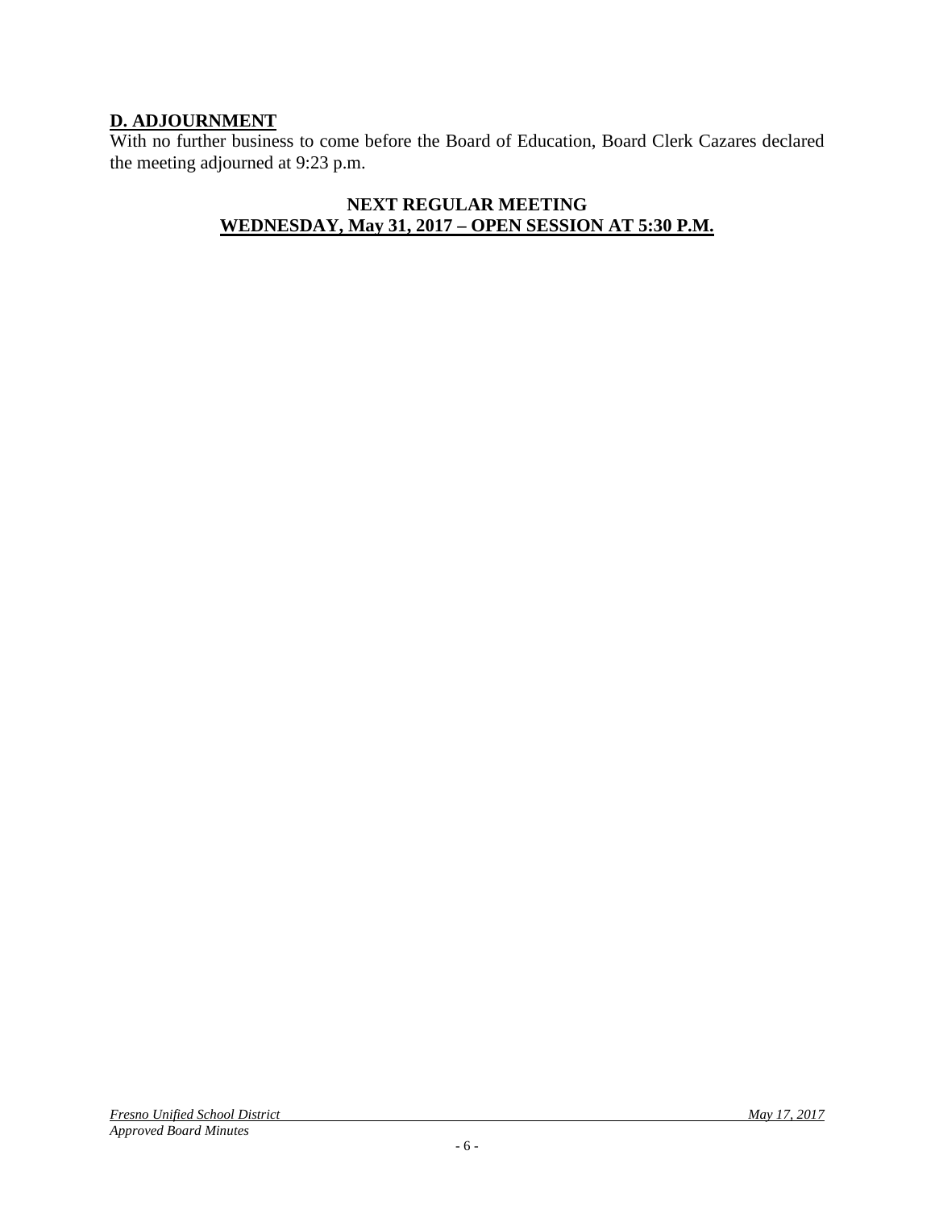**D. ADJOURNMENT**

With no further business to come before the Board of Education, Board Clerk Cazares declared the meeting adjourned at 9:23 p.m.

**NEXT REGULAR MEETING**
**WEDNESDAY, May 31, 2017 – OPEN SESSION AT 5:30 P.M.**